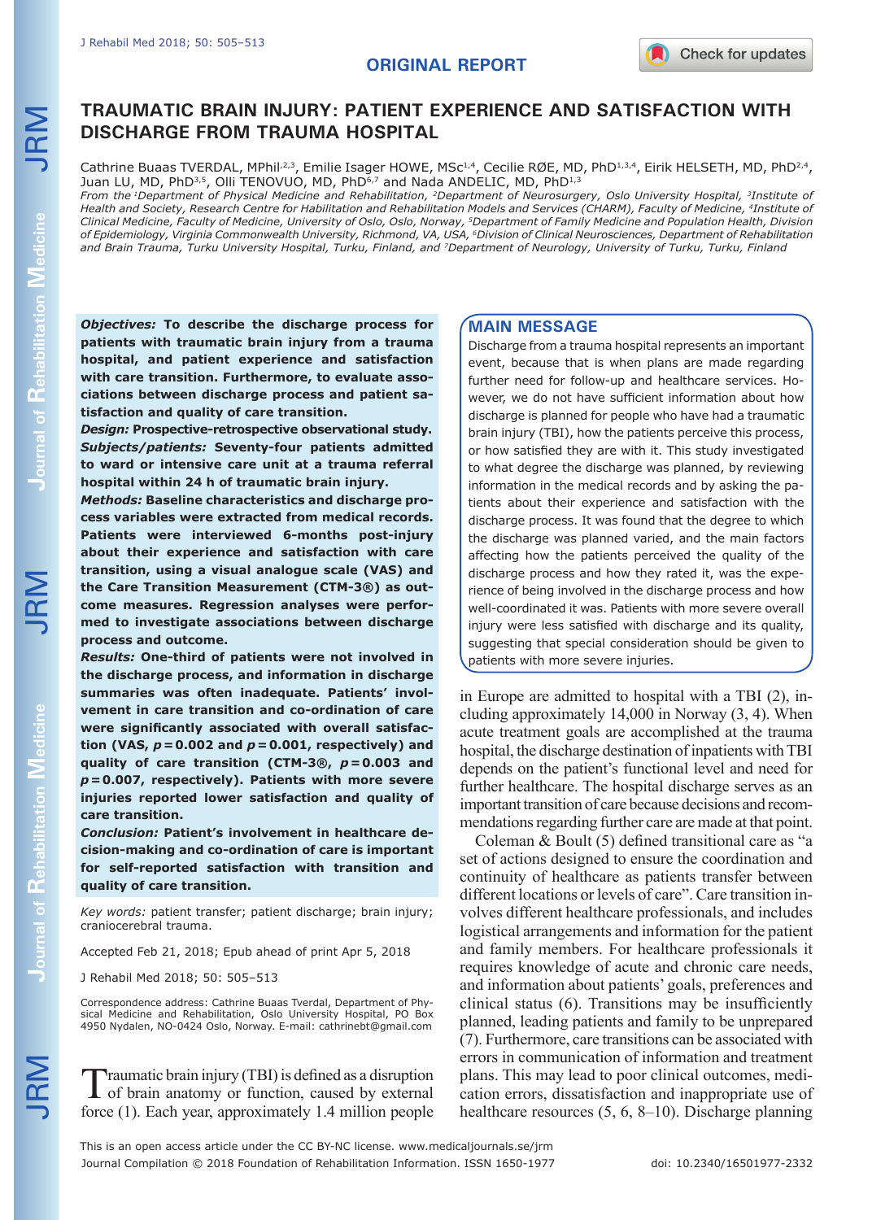ORIGINAL REPORT

# TRAUMATIC BRAIN INJURY: PATIENT EXPERIENCE AND SATISFACTION WITH DISCHARGE FROM TRAUMA HOSPITAL

Cathrine Buaas TVERDAL, MPhil[2,3], Emilie Isager HOWE, MSc[1,4], Cecilie RØE, MD, PhD[1,3,4], Eirik HELSETH, MD, PhD[2,4], Juan LU, MD, PhD[3,5], Olli TENOVUO, MD, PhD[6,7] and Nada ANDELIC, MD, PhD[1,3]

*From the [1]Department of Physical Medicine and Rehabilitation, [2]Department of Neurosurgery, Oslo University Hospital, [3]Institute of Health and Society, Research Centre for Habilitation and Rehabilitation Models and Services (CHARM), Faculty of Medicine, [4]Institute of Clinical Medicine, Faculty of Medicine, University of Oslo, Oslo, Norway, [5]Department of Family Medicine and Population Health, Division of Epidemiology, Virginia Commonwealth University, Richmond, VA, USA, [6]Division of Clinical Neurosciences, Department of Rehabilitation and Brain Trauma, Turku University Hospital, Turku, Finland, and [7]Department of Neurology, University of Turku, Turku, Finland*

***Objectives:*** **To describe the discharge process for patients with traumatic brain injury from a trauma hospital, and patient experience and satisfaction with care transition. Furthermore, to evaluate associations between discharge process and patient satisfaction and quality of care transition.**

***Design:*** **Prospective-retrospective observational study.**

***Subjects/patients:*** **Seventy-four patients admitted to ward or intensive care unit at a trauma referral hospital within 24 h of traumatic brain injury.**

***Methods:*** **Baseline characteristics and discharge process variables were extracted from medical records. Patients were interviewed 6-months post-injury about their experience and satisfaction with care transition, using a visual analogue scale (VAS) and the Care Transition Measurement (CTM-3®) as outcome measures. Regression analyses were performed to investigate associations between discharge process and outcome.**

***Results:*** **One-third of patients were not involved in the discharge process, and information in discharge summaries was often inadequate. Patients' involvement in care transition and co-ordination of care were significantly associated with overall satisfaction (VAS, $p=0.002$ and $p=0.001$, respectively) and quality of care transition (CTM-3®, $p=0.003$ and $p=0.007$, respectively). Patients with more severe injuries reported lower satisfaction and quality of care transition.**

***Conclusion:*** **Patient's involvement in healthcare decision-making and co-ordination of care is important for self-reported satisfaction with transition and quality of care transition.**

*Key words:* patient transfer; patient discharge; brain injury; craniocerebral trauma.

Accepted Feb 21, 2018; Epub ahead of print Apr 5, 2018

J Rehabil Med 2018; 50: 505–513

Correspondence address: Cathrine Buaas Tverdal, Department of Physical Medicine and Rehabilitation, Oslo University Hospital, PO Box 4950 Nydalen, NO-0424 Oslo, Norway. E-mail: cathrinebt@gmail.com

## MAIN MESSAGE

Discharge from a trauma hospital represents an important event, because that is when plans are made regarding further need for follow-up and healthcare services. However, we do not have sufficient information about how discharge is planned for people who have had a traumatic brain injury (TBI), how the patients perceive this process, or how satisfied they are with it. This study investigated to what degree the discharge was planned, by reviewing information in the medical records and by asking the patients about their experience and satisfaction with the discharge process. It was found that the degree to which the discharge was planned varied, and the main factors affecting how the patients perceived the quality of the discharge process and how they rated it, was the experience of being involved in the discharge process and how well-coordinated it was. Patients with more severe overall injury were less satisfied with discharge and its quality, suggesting that special consideration should be given to patients with more severe injuries.

Traumatic brain injury (TBI) is defined as a disruption of brain anatomy or function, caused by external force (1). Each year, approximately 1.4 million people in Europe are admitted to hospital with a TBI (2), including approximately 14,000 in Norway (3, 4). When acute treatment goals are accomplished at the trauma hospital, the discharge destination of inpatients with TBI depends on the patient's functional level and need for further healthcare. The hospital discharge serves as an important transition of care because decisions and recommendations regarding further care are made at that point.

Coleman & Boult (5) defined transitional care as "a set of actions designed to ensure the coordination and continuity of healthcare as patients transfer between different locations or levels of care". Care transition involves different healthcare professionals, and includes logistical arrangements and information for the patient and family members. For healthcare professionals it requires knowledge of acute and chronic care needs, and information about patients' goals, preferences and clinical status (6). Transitions may be insufficiently planned, leading patients and family to be unprepared (7). Furthermore, care transitions can be associated with errors in communication of information and treatment plans. This may lead to poor clinical outcomes, medication errors, dissatisfaction and inappropriate use of healthcare resources (5, 6, 8–10). Discharge planning

This is an open access article under the CC BY-NC license. www.medicaljournals.se/jrm

Journal Compilation © 2018 Foundation of Rehabilitation Information. ISSN 1650-1977

doi: 10.2340/16501977-2332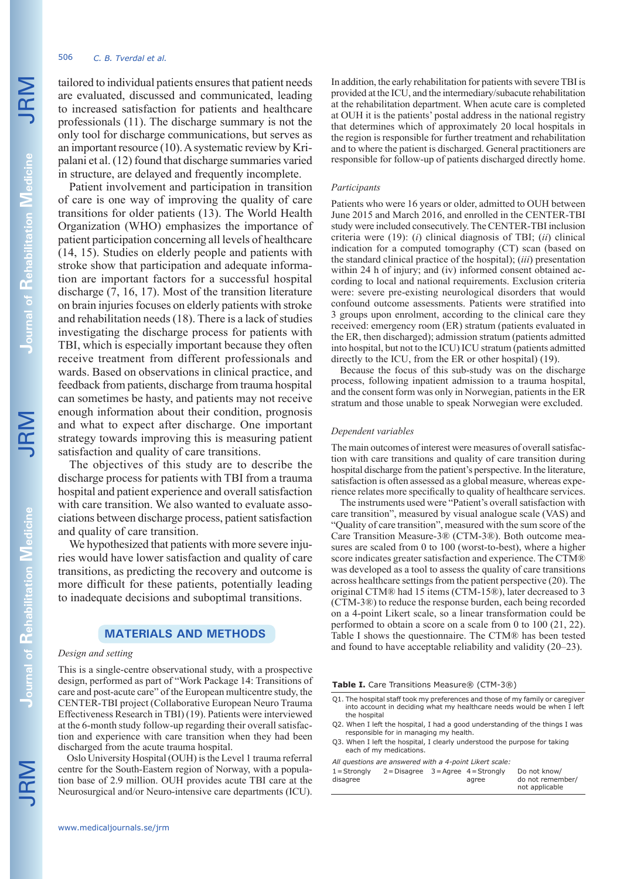tailored to individual patients ensures that patient needs are evaluated, discussed and communicated, leading to increased satisfaction for patients and healthcare professionals (11). The discharge summary is not the only tool for discharge communications, but serves as an important resource (10). A systematic review by Kripalani et al. (12) found that discharge summaries varied in structure, are delayed and frequently incomplete.

Patient involvement and participation in transition of care is one way of improving the quality of care transitions for older patients (13). The World Health Organization (WHO) emphasizes the importance of patient participation concerning all levels of healthcare (14, 15). Studies on elderly people and patients with stroke show that participation and adequate information are important factors for a successful hospital discharge (7, 16, 17). Most of the transition literature on brain injuries focuses on elderly patients with stroke and rehabilitation needs (18). There is a lack of studies investigating the discharge process for patients with TBI, which is especially important because they often receive treatment from different professionals and wards. Based on observations in clinical practice, and feedback from patients, discharge from trauma hospital can sometimes be hasty, and patients may not receive enough information about their condition, prognosis and what to expect after discharge. One important strategy towards improving this is measuring patient satisfaction and quality of care transitions.

The objectives of this study are to describe the discharge process for patients with TBI from a trauma hospital and patient experience and overall satisfaction with care transition. We also wanted to evaluate associations between discharge process, patient satisfaction and quality of care transition.

We hypothesized that patients with more severe injuries would have lower satisfaction and quality of care transitions, as predicting the recovery and outcome is more difficult for these patients, potentially leading to inadequate decisions and suboptimal transitions.

## MATERIALS AND METHODS

### *Design and setting*

This is a single-centre observational study, with a prospective design, performed as part of "Work Package 14: Transitions of care and post-acute care" of the European multicentre study, the CENTER-TBI project (Collaborative European Neuro Trauma Effectiveness Research in TBI) (19). Patients were interviewed at the 6-month study follow-up regarding their overall satisfaction and experience with care transition when they had been discharged from the acute trauma hospital.

Oslo University Hospital (OUH) is the Level 1 trauma referral centre for the South-Eastern region of Norway, with a population base of 2.9 million. OUH provides acute TBI care at the Neurosurgical and/or Neuro-intensive care departments (ICU). In addition, the early rehabilitation for patients with severe TBI is provided at the ICU, and the intermediary/subacute rehabilitation at the rehabilitation department. When acute care is completed at OUH it is the patients' postal address in the national registry that determines which of approximately 20 local hospitals in the region is responsible for further treatment and rehabilitation and to where the patient is discharged. General practitioners are responsible for follow-up of patients discharged directly home.

### *Participants*

Patients who were 16 years or older, admitted to OUH between June 2015 and March 2016, and enrolled in the CENTER-TBI study were included consecutively. The CENTER-TBI inclusion criteria were (19): (*i*) clinical diagnosis of TBI; (*ii*) clinical indication for a computed tomography (CT) scan (based on the standard clinical practice of the hospital); (*iii*) presentation within 24 h of injury; and (iv) informed consent obtained according to local and national requirements. Exclusion criteria were: severe pre-existing neurological disorders that would confound outcome assessments. Patients were stratified into 3 groups upon enrolment, according to the clinical care they received: emergency room (ER) stratum (patients evaluated in the ER, then discharged); admission stratum (patients admitted into hospital, but not to the ICU) ICU stratum (patients admitted directly to the ICU, from the ER or other hospital) (19).

Because the focus of this sub-study was on the discharge process, following inpatient admission to a trauma hospital, and the consent form was only in Norwegian, patients in the ER stratum and those unable to speak Norwegian were excluded.

### *Dependent variables*

The main outcomes of interest were measures of overall satisfaction with care transitions and quality of care transition during hospital discharge from the patient's perspective. In the literature, satisfaction is often assessed as a global measure, whereas experience relates more specifically to quality of healthcare services.

The instruments used were "Patient's overall satisfaction with care transition", measured by visual analogue scale (VAS) and "Quality of care transition", measured with the sum score of the Care Transition Measure-3® (CTM-3®). Both outcome measures are scaled from 0 to 100 (worst-to-best), where a higher score indicates greater satisfaction and experience. The CTM® was developed as a tool to assess the quality of care transitions across healthcare settings from the patient perspective (20). The original CTM® had 15 items (CTM-15®), later decreased to 3 (CTM-3®) to reduce the response burden, each being recorded on a 4-point Likert scale, so a linear transformation could be performed to obtain a score on a scale from 0 to 100 (21, 22). Table I shows the questionnaire. The CTM® has been tested and found to have acceptable reliability and validity (20–23).

**Table I.** Care Transitions Measure® (CTM-3®)

Q1. The hospital staff took my preferences and those of my family or caregiver into account in deciding what my healthcare needs would be when I left the hospital

Q2. When I left the hospital, I had a good understanding of the things I was responsible for in managing my health.

Q3. When I left the hospital, I clearly understood the purpose for taking each of my medications.

*All questions are answered with a 4-point Likert scale:*

| 1 = Strongly disagree | 2 = Disagree | 3 = Agree | 4 = Strongly agree | Do not know/ do not remember/ not applicable |
|---|---|---|---|---|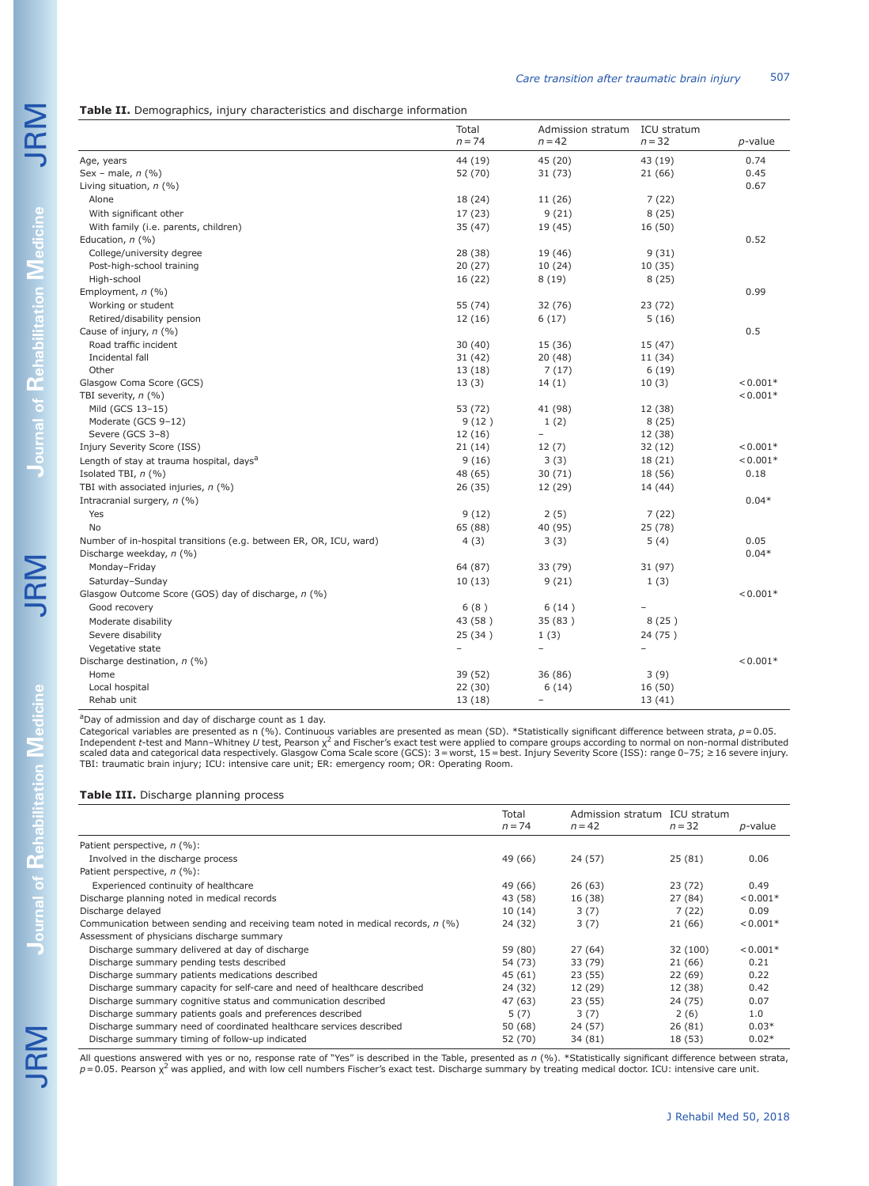**Table II.** Demographics, injury characteristics and discharge information

| | Total $n=74$ | Admission stratum $n=42$ | ICU stratum $n=32$ | *p*-value |
|---|---|---|---|---|
| Age, years | 44 (19) | 45 (20) | 43 (19) | 0.74 |
| Sex – male, *n* (%) | 52 (70) | 31 (73) | 21 (66) | 0.45 |
| Living situation, *n* (%) | | | | 0.67 |
| Alone | 18 (24) | 11 (26) | 7 (22) | |
| With significant other | 17 (23) | 9 (21) | 8 (25) | |
| With family (i.e. parents, children) | 35 (47) | 19 (45) | 16 (50) | |
| Education, *n* (%) | | | | 0.52 |
| College/university degree | 28 (38) | 19 (46) | 9 (31) | |
| Post-high-school training | 20 (27) | 10 (24) | 10 (35) | |
| High-school | 16 (22) | 8 (19) | 8 (25) | |
| Employment, *n* (%) | | | | 0.99 |
| Working or student | 55 (74) | 32 (76) | 23 (72) | |
| Retired/disability pension | 12 (16) | 6 (17) | 5 (16) | |
| Cause of injury, *n* (%) | | | | 0.5 |
| Road traffic incident | 30 (40) | 15 (36) | 15 (47) | |
| Incidental fall | 31 (42) | 20 (48) | 11 (34) | |
| Other | 13 (18) | 7 (17) | 6 (19) | |
| Glasgow Coma Score (GCS) | 13 (3) | 14 (1) | 10 (3) | <0.001* |
| TBI severity, *n* (%) | | | | <0.001* |
| Mild (GCS 13–15) | 53 (72) | 41 (98) | 12 (38) | |
| Moderate (GCS 9–12) | 9 (12) | 1 (2) | 8 (25) | |
| Severe (GCS 3–8) | 12 (16) | – | 12 (38) | |
| Injury Severity Score (ISS) | 21 (14) | 12 (7) | 32 (12) | <0.001* |
| Length of stay at trauma hospital, days[a] | 9 (16) | 3 (3) | 18 (21) | <0.001* |
| Isolated TBI, *n* (%) | 48 (65) | 30 (71) | 18 (56) | 0.18 |
| TBI with associated injuries, *n* (%) | 26 (35) | 12 (29) | 14 (44) | |
| Intracranial surgery, *n* (%) | | | | 0.04* |
| Yes | 9 (12) | 2 (5) | 7 (22) | |
| No | 65 (88) | 40 (95) | 25 (78) | |
| Number of in-hospital transitions (e.g. between ER, OR, ICU, ward) | 4 (3) | 3 (3) | 5 (4) | 0.05 |
| Discharge weekday, *n* (%) | | | | 0.04* |
| Monday–Friday | 64 (87) | 33 (79) | 31 (97) | |
| Saturday–Sunday | 10 (13) | 9 (21) | 1 (3) | |
| Glasgow Outcome Score (GOS) day of discharge, *n* (%) | | | | <0.001* |
| Good recovery | 6 (8) | 6 (14) | – | |
| Moderate disability | 43 (58) | 35 (83) | 8 (25) | |
| Severe disability | 25 (34) | 1 (3) | 24 (75) | |
| Vegetative state | – | – | – | |
| Discharge destination, *n* (%) | | | | <0.001* |
| Home | 39 (52) | 36 (86) | 3 (9) | |
| Local hospital | 22 (30) | 6 (14) | 16 (50) | |
| Rehab unit | 13 (18) | – | 13 (41) | |

[a]Day of admission and day of discharge count as 1 day.
Categorical variables are presented as n (%). Continuous variables are presented as mean (SD). *Statistically significant difference between strata, $p=0.05$. Independent *t*-test and Mann–Whitney *U* test, Pearson $\chi^2$ and Fischer's exact test were applied to compare groups according to normal on non-normal distributed scaled data and categorical data respectively. Glasgow Coma Scale score (GCS): 3 = worst, 15 = best. Injury Severity Score (ISS): range 0–75; ≥16 severe injury. TBI: traumatic brain injury; ICU: intensive care unit; ER: emergency room; OR: Operating Room.

**Table III.** Discharge planning process

| | Total $n=74$ | Admission stratum $n=42$ | ICU stratum $n=32$ | *p*-value |
|---|---|---|---|---|
| Patient perspective, *n* (%): | | | | |
| Involved in the discharge process | 49 (66) | 24 (57) | 25 (81) | 0.06 |
| Patient perspective, *n* (%): | | | | |
| Experienced continuity of healthcare | 49 (66) | 26 (63) | 23 (72) | 0.49 |
| Discharge planning noted in medical records | 43 (58) | 16 (38) | 27 (84) | <0.001* |
| Discharge delayed | 10 (14) | 3 (7) | 7 (22) | 0.09 |
| Communication between sending and receiving team noted in medical records, *n* (%) | 24 (32) | 3 (7) | 21 (66) | <0.001* |
| Assessment of physicians discharge summary | | | | |
| Discharge summary delivered at day of discharge | 59 (80) | 27 (64) | 32 (100) | <0.001* |
| Discharge summary pending tests described | 54 (73) | 33 (79) | 21 (66) | 0.21 |
| Discharge summary patients medications described | 45 (61) | 23 (55) | 22 (69) | 0.22 |
| Discharge summary capacity for self-care and need of healthcare described | 24 (32) | 12 (29) | 12 (38) | 0.42 |
| Discharge summary cognitive status and communication described | 47 (63) | 23 (55) | 24 (75) | 0.07 |
| Discharge summary patients goals and preferences described | 5 (7) | 3 (7) | 2 (6) | 1.0 |
| Discharge summary need of coordinated healthcare services described | 50 (68) | 24 (57) | 26 (81) | 0.03* |
| Discharge summary timing of follow-up indicated | 52 (70) | 34 (81) | 18 (53) | 0.02* |

All questions answered with yes or no, response rate of "Yes" is described in the Table, presented as *n* (%). *Statistically significant difference between strata, $p=0.05$. Pearson $\chi^2$ was applied, and with low cell numbers Fischer's exact test. Discharge summary by treating medical doctor. ICU: intensive care unit.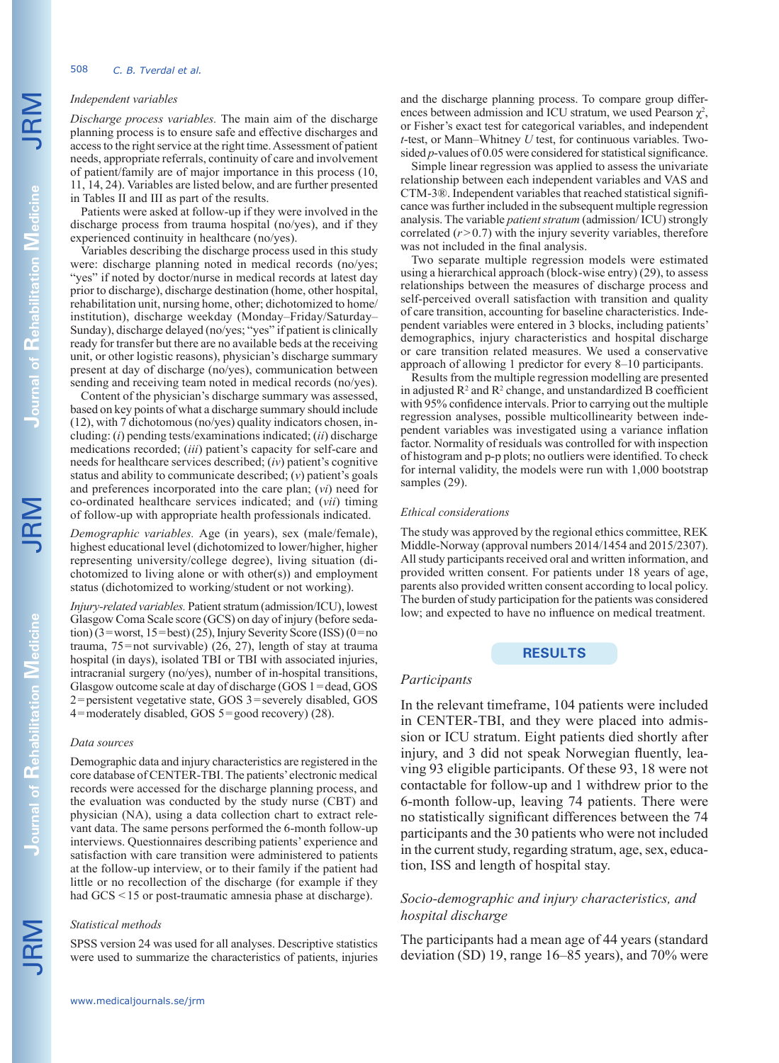### Independent variables

*Discharge process variables.* The main aim of the discharge planning process is to ensure safe and effective discharges and access to the right service at the right time. Assessment of patient needs, appropriate referrals, continuity of care and involvement of patient/family are of major importance in this process (10, 11, 14, 24). Variables are listed below, and are further presented in Tables II and III as part of the results.

Patients were asked at follow-up if they were involved in the discharge process from trauma hospital (no/yes), and if they experienced continuity in healthcare (no/yes).

Variables describing the discharge process used in this study were: discharge planning noted in medical records (no/yes; "yes" if noted by doctor/nurse in medical records at latest day prior to discharge), discharge destination (home, other hospital, rehabilitation unit, nursing home, other; dichotomized to home/institution), discharge weekday (Monday–Friday/Saturday–Sunday), discharge delayed (no/yes; "yes" if patient is clinically ready for transfer but there are no available beds at the receiving unit, or other logistic reasons), physician's discharge summary present at day of discharge (no/yes), communication between sending and receiving team noted in medical records (no/yes).

Content of the physician's discharge summary was assessed, based on key points of what a discharge summary should include (12), with 7 dichotomous (no/yes) quality indicators chosen, including: (*i*) pending tests/examinations indicated; (*ii*) discharge medications recorded; (*iii*) patient's capacity for self-care and needs for healthcare services described; (*iv*) patient's cognitive status and ability to communicate described; (*v*) patient's goals and preferences incorporated into the care plan; (*vi*) need for co-ordinated healthcare services indicated; and (*vii*) timing of follow-up with appropriate health professionals indicated.

*Demographic variables.* Age (in years), sex (male/female), highest educational level (dichotomized to lower/higher, higher representing university/college degree), living situation (dichotomized to living alone or with other(s)) and employment status (dichotomized to working/student or not working).

*Injury-related variables.* Patient stratum (admission/ICU), lowest Glasgow Coma Scale score (GCS) on day of injury (before sedation) (3 = worst, 15 = best) (25), Injury Severity Score (ISS) (0 = no trauma, 75 = not survivable) (26, 27), length of stay at trauma hospital (in days), isolated TBI or TBI with associated injuries, intracranial surgery (no/yes), number of in-hospital transitions, Glasgow outcome scale at day of discharge (GOS 1 = dead, GOS 2 = persistent vegetative state, GOS 3 = severely disabled, GOS 4 = moderately disabled, GOS 5 = good recovery) (28).

### Data sources

Demographic data and injury characteristics are registered in the core database of CENTER-TBI. The patients' electronic medical records were accessed for the discharge planning process, and the evaluation was conducted by the study nurse (CBT) and physician (NA), using a data collection chart to extract relevant data. The same persons performed the 6-month follow-up interviews. Questionnaires describing patients' experience and satisfaction with care transition were administered to patients at the follow-up interview, or to their family if the patient had little or no recollection of the discharge (for example if they had GCS < 15 or post-traumatic amnesia phase at discharge).

### Statistical methods

SPSS version 24 was used for all analyses. Descriptive statistics were used to summarize the characteristics of patients, injuries and the discharge planning process. To compare group differences between admission and ICU stratum, we used Pearson $\chi^2$, or Fisher's exact test for categorical variables, and independent *t*-test, or Mann–Whitney *U* test, for continuous variables. Two-sided *p*-values of 0.05 were considered for statistical significance.

Simple linear regression was applied to assess the univariate relationship between each independent variables and VAS and CTM-3®. Independent variables that reached statistical significance was further included in the subsequent multiple regression analysis. The variable *patient stratum* (admission/ ICU) strongly correlated ($r > 0.7$) with the injury severity variables, therefore was not included in the final analysis.

Two separate multiple regression models were estimated using a hierarchical approach (block-wise entry) (29), to assess relationships between the measures of discharge process and self-perceived overall satisfaction with transition and quality of care transition, accounting for baseline characteristics. Independent variables were entered in 3 blocks, including patients' demographics, injury characteristics and hospital discharge or care transition related measures. We used a conservative approach of allowing 1 predictor for every 8–10 participants.

Results from the multiple regression modelling are presented in adjusted $R^2$ and $R^2$ change, and unstandardized B coefficient with 95% confidence intervals. Prior to carrying out the multiple regression analyses, possible multicollinearity between independent variables was investigated using a variance inflation factor. Normality of residuals was controlled for with inspection of histogram and p-p plots; no outliers were identified. To check for internal validity, the models were run with 1,000 bootstrap samples (29).

### Ethical considerations

The study was approved by the regional ethics committee, REK Middle-Norway (approval numbers 2014/1454 and 2015/2307). All study participants received oral and written information, and provided written consent. For patients under 18 years of age, parents also provided written consent according to local policy. The burden of study participation for the patients was considered low; and expected to have no influence on medical treatment.

## RESULTS

### Participants

In the relevant timeframe, 104 patients were included in CENTER-TBI, and they were placed into admission or ICU stratum. Eight patients died shortly after injury, and 3 did not speak Norwegian fluently, leaving 93 eligible participants. Of these 93, 18 were not contactable for follow-up and 1 withdrew prior to the 6-month follow-up, leaving 74 patients. There were no statistically significant differences between the 74 participants and the 30 patients who were not included in the current study, regarding stratum, age, sex, education, ISS and length of hospital stay.

### Socio-demographic and injury characteristics, and hospital discharge

The participants had a mean age of 44 years (standard deviation (SD) 19, range 16–85 years), and 70% were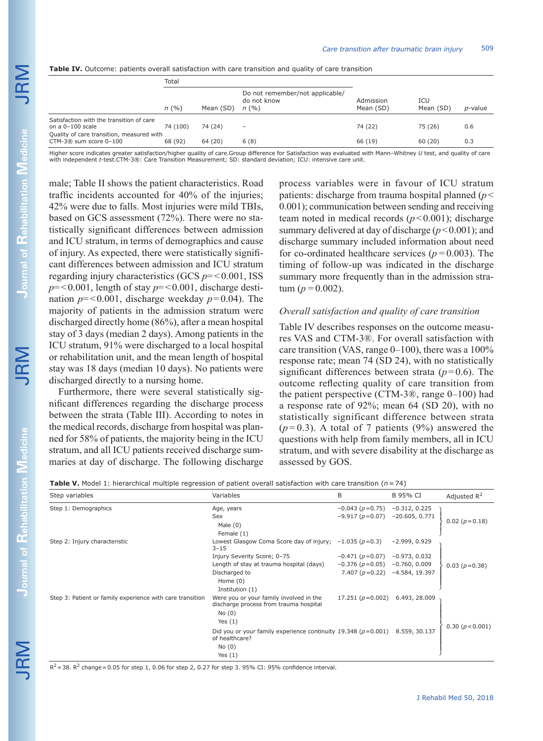**Table IV.** Outcome: patients overall satisfaction with care transition and quality of care transition

| | Total | | | | | |
|---|---|---|---|---|---|---|
| | n (%) | Mean (SD) | Do not remember/not applicable/ do not know n (%) | Admission Mean (SD) | ICU Mean (SD) | p-value |
| Satisfaction with the transition of care on a 0–100 scale | 74 (100) | 74 (24) | – | 74 (22) | 75 (26) | 0.6 |
| Quality of care transition, measured with CTM-3® sum score 0–100 | 68 (92) | 64 (20) | 6 (8) | 66 (19) | 60 (20) | 0.3 |

Higher score indicates greater satisfaction/higher quality of care.Group difference for Satisfaction was evaluated with Mann–Whitney *U* test, and quality of care with independent *t*-test.CTM-3®: Care Transition Measurement; SD: standard deviation; ICU: intensive care unit.

male; Table II shows the patient characteristics. Road traffic incidents accounted for 40% of the injuries; 42% were due to falls. Most injuries were mild TBIs, based on GCS assessment (72%). There were no statistically significant differences between admission and ICU stratum, in terms of demographics and cause of injury. As expected, there were statistically significant differences between admission and ICU stratum regarding injury characteristics (GCS $p=<0.001$, ISS $p=<0.001$, length of stay $p=<0.001$, discharge destination $p=<0.001$, discharge weekday $p=0.04$). The majority of patients in the admission stratum were discharged directly home (86%), after a mean hospital stay of 3 days (median 2 days). Among patients in the ICU stratum, 91% were discharged to a local hospital or rehabilitation unit, and the mean length of hospital stay was 18 days (median 10 days). No patients were discharged directly to a nursing home.

Furthermore, there were several statistically significant differences regarding the discharge process between the strata (Table III). According to notes in the medical records, discharge from hospital was planned for 58% of patients, the majority being in the ICU stratum, and all ICU patients received discharge summaries at day of discharge. The following discharge process variables were in favour of ICU stratum patients: discharge from trauma hospital planned ($p<0.001$); communication between sending and receiving team noted in medical records ($p<0.001$); discharge summary delivered at day of discharge ($p<0.001$); and discharge summary included information about need for co-ordinated healthcare services ($p=0.003$). The timing of follow-up was indicated in the discharge summary more frequently than in the admission stratum ($p=0.002$).

### *Overall satisfaction and quality of care transition*

Table IV describes responses on the outcome measures VAS and CTM-3®. For overall satisfaction with care transition (VAS, range 0–100), there was a 100% response rate; mean 74 (SD 24), with no statistically significant differences between strata ($p=0.6$). The outcome reflecting quality of care transition from the patient perspective (CTM-3®, range 0–100) had a response rate of 92%; mean 64 (SD 20), with no statistically significant difference between strata ($p=0.3$). A total of 7 patients (9%) answered the questions with help from family members, all in ICU stratum, and with severe disability at the discharge as assessed by GOS.

**Table V.** Model 1: hierarchical multiple regression of patient overall satisfaction with care transition ($n=74$)

| Step variables | Variables | B | B 95% CI | Adjusted $R^2$ |
|---|---|---|---|---|
| Step 1: Demographics | Age, years | −0.043 ($p=0.75$) | −0.312, 0.225 | 0.02 ($p=0.18$) |
| | Sex | −9.917 ($p=0.07$) | −20.605, 0.771 | |
| | Male (0) | | | |
| | Female (1) | | | |
| Step 2: Injury characteristic | Lowest Glasgow Coma Score day of injury; 3–15 | −1.035 ($p=0.3$) | −2.999, 0.929 | 0.03 ($p=0.38$) |
| | Injury Severity Score; 0–75 | −0.471 ($p=0.07$) | −0.973, 0.032 | |
| | Length of stay at trauma hospital (days) | −0.376 ($p=0.05$) | −0.760, 0.009 | |
| | Discharged to | 7.407 ($p=0.22$) | −4.584, 19.397 | |
| | Home (0) | | | |
| | Institution (1) | | | |
| Step 3: Patient or family experience with care transition | Were you or your family involved in the discharge process from trauma hospital | 17.251 ($p=0.002$) | 6.493, 28.009 | 0.30 ($p<0.001$) |
| | No (0) | | | |
| | Yes (1) | | | |
| | Did you or your family experience continuity of healthcare? | 19.348 ($p=0.001$) | 8.559, 30.137 | |
| | No (0) | | | |
| | Yes (1) | | | |

$R^2=38$. $R^2$ change = 0.05 for step 1, 0.06 for step 2, 0.27 for step 3. 95% CI: 95% confidence interval.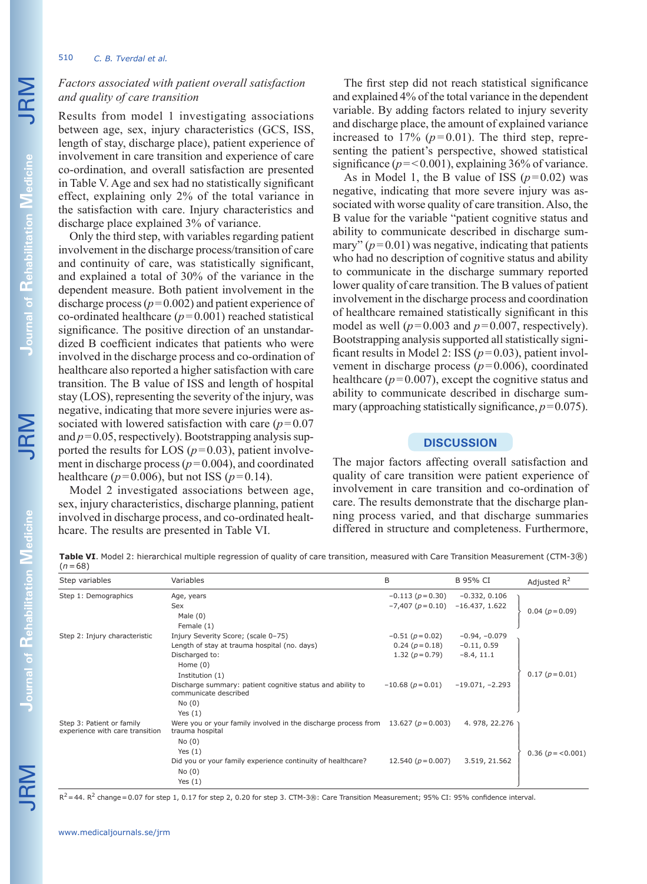*Factors associated with patient overall satisfaction and quality of care transition*

Results from model 1 investigating associations between age, sex, injury characteristics (GCS, ISS, length of stay, discharge place), patient experience of involvement in care transition and experience of care co-ordination, and overall satisfaction are presented in Table V. Age and sex had no statistically significant effect, explaining only 2% of the total variance in the satisfaction with care. Injury characteristics and discharge place explained 3% of variance.

Only the third step, with variables regarding patient involvement in the discharge process/transition of care and continuity of care, was statistically significant, and explained a total of 30% of the variance in the dependent measure. Both patient involvement in the discharge process ($p=0.002$) and patient experience of co-ordinated healthcare ($p=0.001$) reached statistical significance. The positive direction of an unstandardized B coefficient indicates that patients who were involved in the discharge process and co-ordination of healthcare also reported a higher satisfaction with care transition. The B value of ISS and length of hospital stay (LOS), representing the severity of the injury, was negative, indicating that more severe injuries were associated with lowered satisfaction with care ($p=0.07$ and $p=0.05$, respectively). Bootstrapping analysis supported the results for LOS ($p=0.03$), patient involvement in discharge process ($p=0.004$), and coordinated healthcare ($p=0.006$), but not ISS ($p=0.14$).

Model 2 investigated associations between age, sex, injury characteristics, discharge planning, patient involved in discharge process, and co-ordinated healthcare. The results are presented in Table VI.

The first step did not reach statistical significance and explained 4% of the total variance in the dependent variable. By adding factors related to injury severity and discharge place, the amount of explained variance increased to 17% ($p=0.01$). The third step, representing the patient's perspective, showed statistical significance ($p=<0.001$), explaining 36% of variance.

As in Model 1, the B value of ISS ($p=0.02$) was negative, indicating that more severe injury was associated with worse quality of care transition. Also, the B value for the variable "patient cognitive status and ability to communicate described in discharge summary" ($p=0.01$) was negative, indicating that patients who had no description of cognitive status and ability to communicate in the discharge summary reported lower quality of care transition. The B values of patient involvement in the discharge process and coordination of healthcare remained statistically significant in this model as well ($p=0.003$ and $p=0.007$, respectively). Bootstrapping analysis supported all statistically significant results in Model 2: ISS ($p=0.03$), patient involvement in discharge process ($p=0.006$), coordinated healthcare ($p=0.007$), except the cognitive status and ability to communicate described in discharge summary (approaching statistically significance, $p=0.075$).

## DISCUSSION

The major factors affecting overall satisfaction and quality of care transition were patient experience of involvement in care transition and co-ordination of care. The results demonstrate that the discharge planning process varied, and that discharge summaries differed in structure and completeness. Furthermore,

**Table VI**. Model 2: hierarchical multiple regression of quality of care transition, measured with Care Transition Measurement (CTM-3®) ($n=68$)

| Step variables | Variables | B | B 95% CI | Adjusted $R^2$ |
|---|---|---|---|---|
| Step 1: Demographics | Age, years | −0.113 ($p=0.30$) | −0.332, 0.106 | 0.04 ($p=0.09$) |
| | Sex | −7,407 ($p=0.10$) | −16.437, 1.622 | |
| | Male (0) | | | |
| | Female (1) | | | |
| Step 2: Injury characteristic | Injury Severity Score; (scale 0–75) | −0.51 ($p=0.02$) | −0.94, −0.079 | 0.17 ($p=0.01$) |
| | Length of stay at trauma hospital (no. days) | 0.24 ($p=0.18$) | −0.11, 0.59 | |
| | Discharged to: | 1.32 ($p=0.79$) | −8.4, 11.1 | |
| | Home (0) | | | |
| | Institution (1) | | | |
| | Discharge summary: patient cognitive status and ability to communicate described | −10.68 ($p=0.01$) | −19.071, −2.293 | |
| | No (0) | | | |
| | Yes (1) | | | |
| Step 3: Patient or family experience with care transition | Were you or your family involved in the discharge process from trauma hospital | 13.627 ($p=0.003$) | 4. 978, 22.276 | 0.36 ($p=<0.001$) |
| | No (0) | | | |
| | Yes (1) | | | |
| | Did you or your family experience continuity of healthcare? | 12.540 ($p=0.007$) | 3.519, 21.562 | |
| | No (0) | | | |
| | Yes (1) | | | |

$R^2=44$. $R^2$ change = 0.07 for step 1, 0.17 for step 2, 0.20 for step 3. CTM-3®: Care Transition Measurement; 95% CI: 95% confidence interval.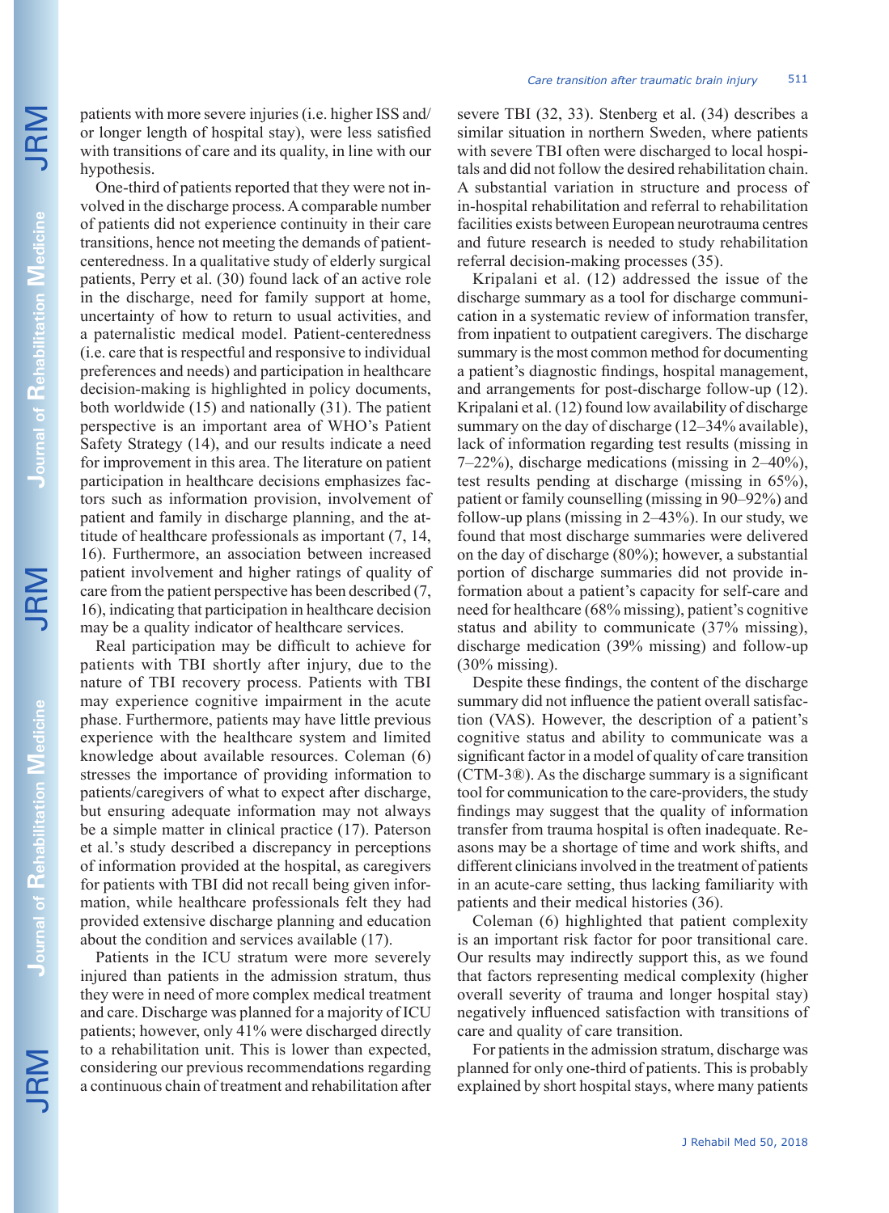patients with more severe injuries (i.e. higher ISS and/or longer length of hospital stay), were less satisfied with transitions of care and its quality, in line with our hypothesis.

One-third of patients reported that they were not involved in the discharge process. A comparable number of patients did not experience continuity in their care transitions, hence not meeting the demands of patient-centeredness. In a qualitative study of elderly surgical patients, Perry et al. (30) found lack of an active role in the discharge, need for family support at home, uncertainty of how to return to usual activities, and a paternalistic medical model. Patient-centeredness (i.e. care that is respectful and responsive to individual preferences and needs) and participation in healthcare decision-making is highlighted in policy documents, both worldwide (15) and nationally (31). The patient perspective is an important area of WHO's Patient Safety Strategy (14), and our results indicate a need for improvement in this area. The literature on patient participation in healthcare decisions emphasizes factors such as information provision, involvement of patient and family in discharge planning, and the attitude of healthcare professionals as important (7, 14, 16). Furthermore, an association between increased patient involvement and higher ratings of quality of care from the patient perspective has been described (7, 16), indicating that participation in healthcare decision may be a quality indicator of healthcare services.

Real participation may be difficult to achieve for patients with TBI shortly after injury, due to the nature of TBI recovery process. Patients with TBI may experience cognitive impairment in the acute phase. Furthermore, patients may have little previous experience with the healthcare system and limited knowledge about available resources. Coleman (6) stresses the importance of providing information to patients/caregivers of what to expect after discharge, but ensuring adequate information may not always be a simple matter in clinical practice (17). Paterson et al.'s study described a discrepancy in perceptions of information provided at the hospital, as caregivers for patients with TBI did not recall being given information, while healthcare professionals felt they had provided extensive discharge planning and education about the condition and services available (17).

Patients in the ICU stratum were more severely injured than patients in the admission stratum, thus they were in need of more complex medical treatment and care. Discharge was planned for a majority of ICU patients; however, only 41% were discharged directly to a rehabilitation unit. This is lower than expected, considering our previous recommendations regarding a continuous chain of treatment and rehabilitation after severe TBI (32, 33). Stenberg et al. (34) describes a similar situation in northern Sweden, where patients with severe TBI often were discharged to local hospitals and did not follow the desired rehabilitation chain. A substantial variation in structure and process of in-hospital rehabilitation and referral to rehabilitation facilities exists between European neurotrauma centres and future research is needed to study rehabilitation referral decision-making processes (35).

Kripalani et al. (12) addressed the issue of the discharge summary as a tool for discharge communication in a systematic review of information transfer, from inpatient to outpatient caregivers. The discharge summary is the most common method for documenting a patient's diagnostic findings, hospital management, and arrangements for post-discharge follow-up (12). Kripalani et al. (12) found low availability of discharge summary on the day of discharge (12–34% available), lack of information regarding test results (missing in 7–22%), discharge medications (missing in 2–40%), test results pending at discharge (missing in 65%), patient or family counselling (missing in 90–92%) and follow-up plans (missing in 2–43%). In our study, we found that most discharge summaries were delivered on the day of discharge (80%); however, a substantial portion of discharge summaries did not provide information about a patient's capacity for self-care and need for healthcare (68% missing), patient's cognitive status and ability to communicate (37% missing), discharge medication (39% missing) and follow-up (30% missing).

Despite these findings, the content of the discharge summary did not influence the patient overall satisfaction (VAS). However, the description of a patient's cognitive status and ability to communicate was a significant factor in a model of quality of care transition (CTM-3®). As the discharge summary is a significant tool for communication to the care-providers, the study findings may suggest that the quality of information transfer from trauma hospital is often inadequate. Reasons may be a shortage of time and work shifts, and different clinicians involved in the treatment of patients in an acute-care setting, thus lacking familiarity with patients and their medical histories (36).

Coleman (6) highlighted that patient complexity is an important risk factor for poor transitional care. Our results may indirectly support this, as we found that factors representing medical complexity (higher overall severity of trauma and longer hospital stay) negatively influenced satisfaction with transitions of care and quality of care transition.

For patients in the admission stratum, discharge was planned for only one-third of patients. This is probably explained by short hospital stays, where many patients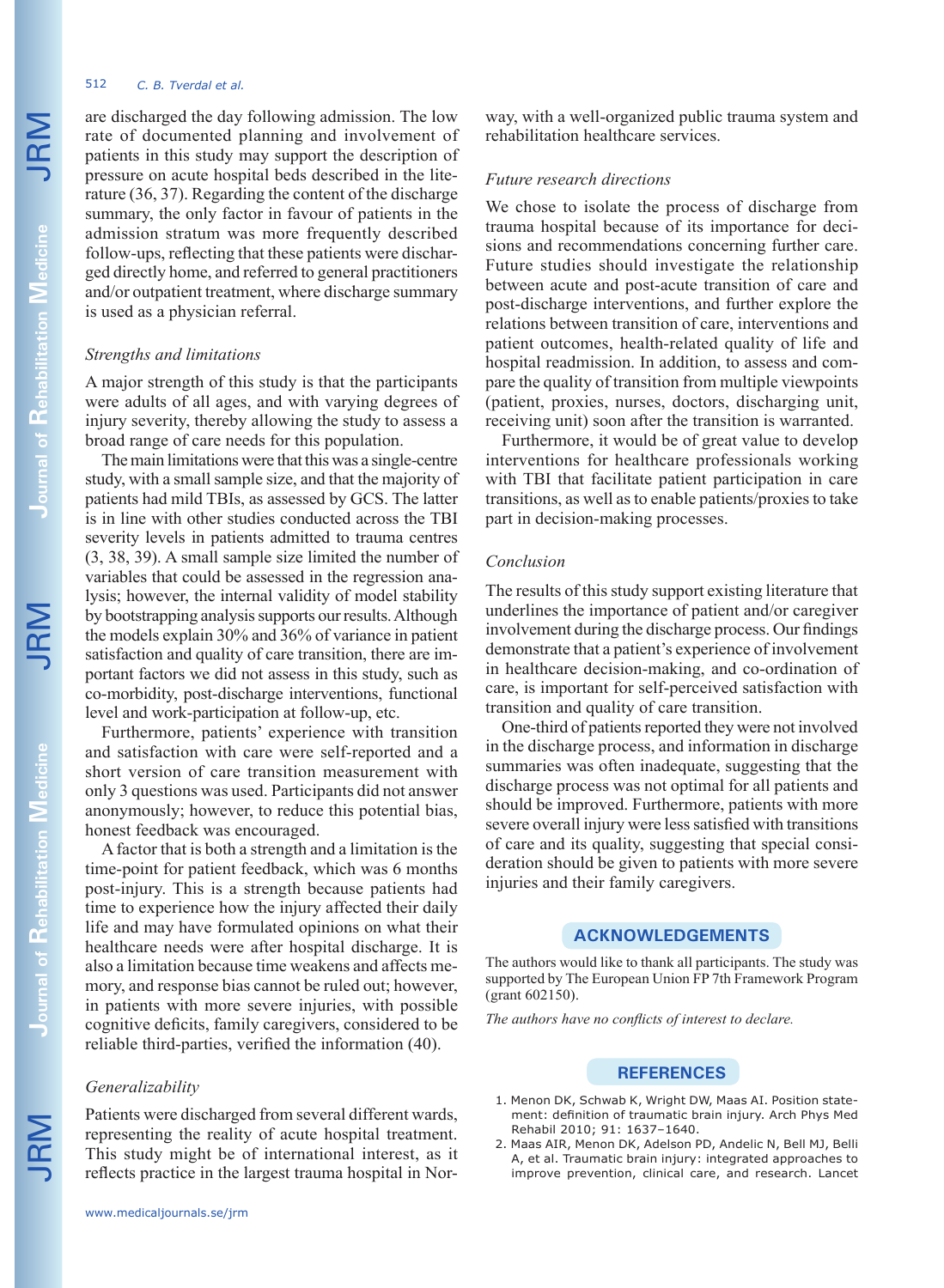are discharged the day following admission. The low rate of documented planning and involvement of patients in this study may support the description of pressure on acute hospital beds described in the literature (36, 37). Regarding the content of the discharge summary, the only factor in favour of patients in the admission stratum was more frequently described follow-ups, reflecting that these patients were discharged directly home, and referred to general practitioners and/or outpatient treatment, where discharge summary is used as a physician referral.

### *Strengths and limitations*

A major strength of this study is that the participants were adults of all ages, and with varying degrees of injury severity, thereby allowing the study to assess a broad range of care needs for this population.

The main limitations were that this was a single-centre study, with a small sample size, and that the majority of patients had mild TBIs, as assessed by GCS. The latter is in line with other studies conducted across the TBI severity levels in patients admitted to trauma centres (3, 38, 39). A small sample size limited the number of variables that could be assessed in the regression analysis; however, the internal validity of model stability by bootstrapping analysis supports our results. Although the models explain 30% and 36% of variance in patient satisfaction and quality of care transition, there are important factors we did not assess in this study, such as co-morbidity, post-discharge interventions, functional level and work-participation at follow-up, etc.

Furthermore, patients' experience with transition and satisfaction with care were self-reported and a short version of care transition measurement with only 3 questions was used. Participants did not answer anonymously; however, to reduce this potential bias, honest feedback was encouraged.

A factor that is both a strength and a limitation is the time-point for patient feedback, which was 6 months post-injury. This is a strength because patients had time to experience how the injury affected their daily life and may have formulated opinions on what their healthcare needs were after hospital discharge. It is also a limitation because time weakens and affects memory, and response bias cannot be ruled out; however, in patients with more severe injuries, with possible cognitive deficits, family caregivers, considered to be reliable third-parties, verified the information (40).

### *Generalizability*

Patients were discharged from several different wards, representing the reality of acute hospital treatment. This study might be of international interest, as it reflects practice in the largest trauma hospital in Norway, with a well-organized public trauma system and rehabilitation healthcare services.

### *Future research directions*

We chose to isolate the process of discharge from trauma hospital because of its importance for decisions and recommendations concerning further care. Future studies should investigate the relationship between acute and post-acute transition of care and post-discharge interventions, and further explore the relations between transition of care, interventions and patient outcomes, health-related quality of life and hospital readmission. In addition, to assess and compare the quality of transition from multiple viewpoints (patient, proxies, nurses, doctors, discharging unit, receiving unit) soon after the transition is warranted.

Furthermore, it would be of great value to develop interventions for healthcare professionals working with TBI that facilitate patient participation in care transitions, as well as to enable patients/proxies to take part in decision-making processes.

### *Conclusion*

The results of this study support existing literature that underlines the importance of patient and/or caregiver involvement during the discharge process. Our findings demonstrate that a patient's experience of involvement in healthcare decision-making, and co-ordination of care, is important for self-perceived satisfaction with transition and quality of care transition.

One-third of patients reported they were not involved in the discharge process, and information in discharge summaries was often inadequate, suggesting that the discharge process was not optimal for all patients and should be improved. Furthermore, patients with more severe overall injury were less satisfied with transitions of care and its quality, suggesting that special consideration should be given to patients with more severe injuries and their family caregivers.

## ACKNOWLEDGEMENTS

The authors would like to thank all participants. The study was supported by The European Union FP 7th Framework Program (grant 602150).

*The authors have no conflicts of interest to declare.*

## REFERENCES

1. Menon DK, Schwab K, Wright DW, Maas AI. Position statement: definition of traumatic brain injury. Arch Phys Med Rehabil 2010; 91: 1637–1640.
2. Maas AIR, Menon DK, Adelson PD, Andelic N, Bell MJ, Belli A, et al. Traumatic brain injury: integrated approaches to improve prevention, clinical care, and research. Lancet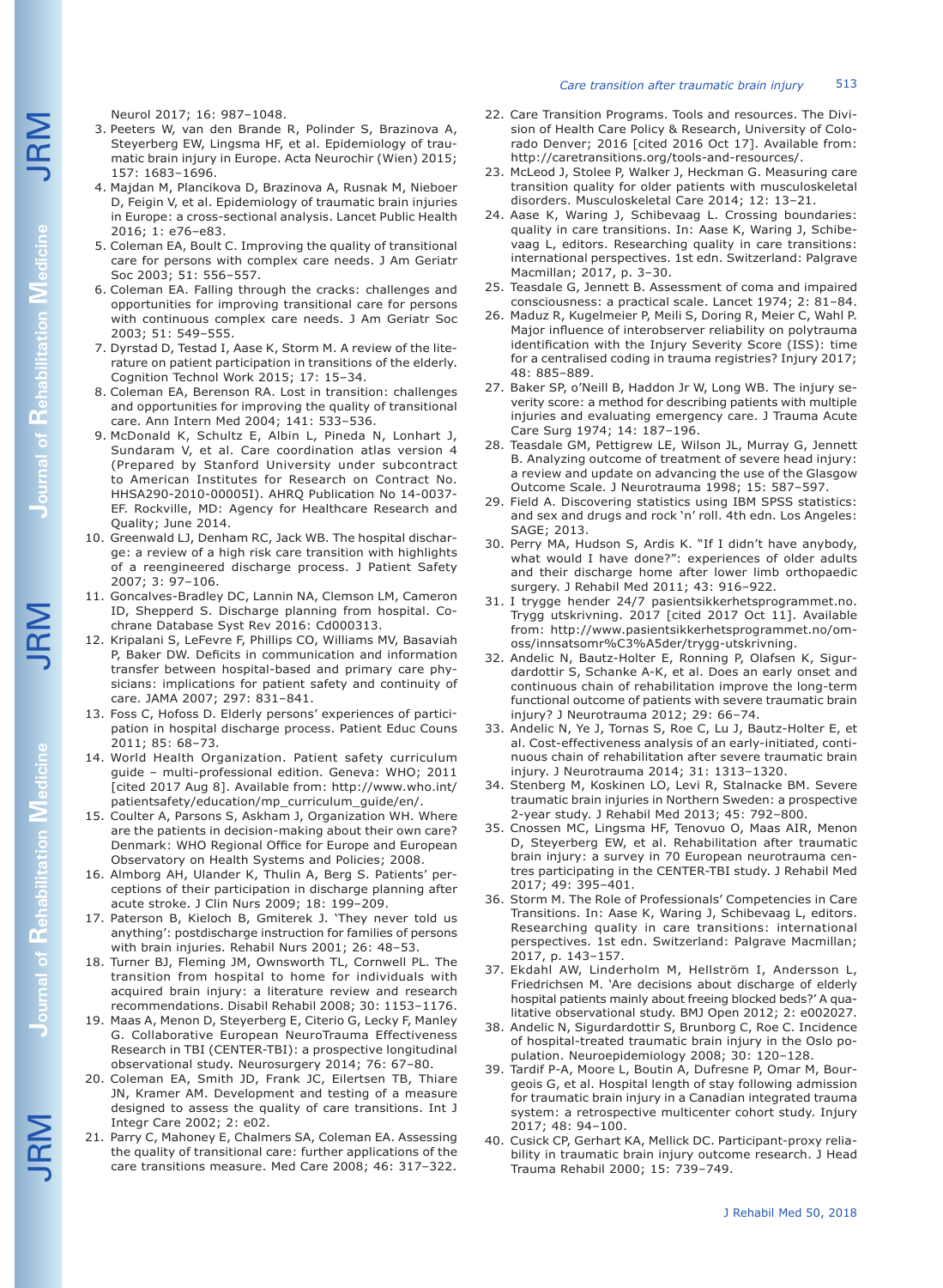Neurol 2017; 16: 987–1048.

3. Peeters W, van den Brande R, Polinder S, Brazinova A, Steyerberg EW, Lingsma HF, et al. Epidemiology of traumatic brain injury in Europe. Acta Neurochir (Wien) 2015; 157: 1683–1696.
4. Majdan M, Plancikova D, Brazinova A, Rusnak M, Nieboer D, Feigin V, et al. Epidemiology of traumatic brain injuries in Europe: a cross-sectional analysis. Lancet Public Health 2016; 1: e76–e83.
5. Coleman EA, Boult C. Improving the quality of transitional care for persons with complex care needs. J Am Geriatr Soc 2003; 51: 556–557.
6. Coleman EA. Falling through the cracks: challenges and opportunities for improving transitional care for persons with continuous complex care needs. J Am Geriatr Soc 2003; 51: 549–555.
7. Dyrstad D, Testad I, Aase K, Storm M. A review of the literature on patient participation in transitions of the elderly. Cognition Technol Work 2015; 17: 15–34.
8. Coleman EA, Berenson RA. Lost in transition: challenges and opportunities for improving the quality of transitional care. Ann Intern Med 2004; 141: 533–536.
9. McDonald K, Schultz E, Albin L, Pineda N, Lonhart J, Sundaram V, et al. Care coordination atlas version 4 (Prepared by Stanford University under subcontract to American Institutes for Research on Contract No. HHSA290-2010-00005I). AHRQ Publication No 14-0037-EF. Rockville, MD: Agency for Healthcare Research and Quality; June 2014.
10. Greenwald LJ, Denham RC, Jack WB. The hospital discharge: a review of a high risk care transition with highlights of a reengineered discharge process. J Patient Safety 2007; 3: 97–106.
11. Goncalves-Bradley DC, Lannin NA, Clemson LM, Cameron ID, Shepperd S. Discharge planning from hospital. Cochrane Database Syst Rev 2016: Cd000313.
12. Kripalani S, LeFevre F, Phillips CO, Williams MV, Basaviah P, Baker DW. Deficits in communication and information transfer between hospital-based and primary care physicians: implications for patient safety and continuity of care. JAMA 2007; 297: 831–841.
13. Foss C, Hofoss D. Elderly persons' experiences of participation in hospital discharge process. Patient Educ Couns 2011; 85: 68–73.
14. World Health Organization. Patient safety curriculum guide – multi-professional edition. Geneva: WHO; 2011 [cited 2017 Aug 8]. Available from: http://www.who.int/patientsafety/education/mp_curriculum_guide/en/.
15. Coulter A, Parsons S, Askham J, Organization WH. Where are the patients in decision-making about their own care? Denmark: WHO Regional Office for Europe and European Observatory on Health Systems and Policies; 2008.
16. Almborg AH, Ulander K, Thulin A, Berg S. Patients' perceptions of their participation in discharge planning after acute stroke. J Clin Nurs 2009; 18: 199–209.
17. Paterson B, Kieloch B, Gmiterek J. 'They never told us anything': postdischarge instruction for families of persons with brain injuries. Rehabil Nurs 2001; 26: 48–53.
18. Turner BJ, Fleming JM, Ownsworth TL, Cornwell PL. The transition from hospital to home for individuals with acquired brain injury: a literature review and research recommendations. Disabil Rehabil 2008; 30: 1153–1176.
19. Maas A, Menon D, Steyerberg E, Citerio G, Lecky F, Manley G. Collaborative European NeuroTrauma Effectiveness Research in TBI (CENTER-TBI): a prospective longitudinal observational study. Neurosurgery 2014; 76: 67–80.
20. Coleman EA, Smith JD, Frank JC, Eilertsen TB, Thiare JN, Kramer AM. Development and testing of a measure designed to assess the quality of care transitions. Int J Integr Care 2002; 2: e02.
21. Parry C, Mahoney E, Chalmers SA, Coleman EA. Assessing the quality of transitional care: further applications of the care transitions measure. Med Care 2008; 46: 317–322.
22. Care Transition Programs. Tools and resources. The Division of Health Care Policy & Research, University of Colorado Denver; 2016 [cited 2016 Oct 17]. Available from: http://caretransitions.org/tools-and-resources/.
23. McLeod J, Stolee P, Walker J, Heckman G. Measuring care transition quality for older patients with musculoskeletal disorders. Musculoskeletal Care 2014; 12: 13–21.
24. Aase K, Waring J, Schibevaag L. Crossing boundaries: quality in care transitions. In: Aase K, Waring J, Schibevaag L, editors. Researching quality in care transitions: international perspectives. 1st edn. Switzerland: Palgrave Macmillan; 2017, p. 3–30.
25. Teasdale G, Jennett B. Assessment of coma and impaired consciousness: a practical scale. Lancet 1974; 2: 81–84.
26. Maduz R, Kugelmeier P, Meili S, Doring R, Meier C, Wahl P. Major influence of interobserver reliability on polytrauma identification with the Injury Severity Score (ISS): time for a centralised coding in trauma registries? Injury 2017; 48: 885–889.
27. Baker SP, o'Neill B, Haddon Jr W, Long WB. The injury severity score: a method for describing patients with multiple injuries and evaluating emergency care. J Trauma Acute Care Surg 1974; 14: 187–196.
28. Teasdale GM, Pettigrew LE, Wilson JL, Murray G, Jennett B. Analyzing outcome of treatment of severe head injury: a review and update on advancing the use of the Glasgow Outcome Scale. J Neurotrauma 1998; 15: 587–597.
29. Field A. Discovering statistics using IBM SPSS statistics: and sex and drugs and rock 'n' roll. 4th edn. Los Angeles: SAGE; 2013.
30. Perry MA, Hudson S, Ardis K. "If I didn't have anybody, what would I have done?": experiences of older adults and their discharge home after lower limb orthopaedic surgery. J Rehabil Med 2011; 43: 916–922.
31. I trygge hender 24/7 pasientsikkerhetsprogrammet.no. Trygg utskrivning. 2017 [cited 2017 Oct 11]. Available from: http://www.pasientsikkerhetsprogrammet.no/om-oss/innsatsomr%C3%A5der/trygg-utskrivning.
32. Andelic N, Bautz-Holter E, Ronning P, Olafsen K, Sigurdardottir S, Schanke A-K, et al. Does an early onset and continuous chain of rehabilitation improve the long-term functional outcome of patients with severe traumatic brain injury? J Neurotrauma 2012; 29: 66–74.
33. Andelic N, Ye J, Tornas S, Roe C, Lu J, Bautz-Holter E, et al. Cost-effectiveness analysis of an early-initiated, continuous chain of rehabilitation after severe traumatic brain injury. J Neurotrauma 2014; 31: 1313–1320.
34. Stenberg M, Koskinen LO, Levi R, Stalnacke BM. Severe traumatic brain injuries in Northern Sweden: a prospective 2-year study. J Rehabil Med 2013; 45: 792–800.
35. Cnossen MC, Lingsma HF, Tenovuo O, Maas AIR, Menon D, Steyerberg EW, et al. Rehabilitation after traumatic brain injury: a survey in 70 European neurotrauma centres participating in the CENTER-TBI study. J Rehabil Med 2017; 49: 395–401.
36. Storm M. The Role of Professionals' Competencies in Care Transitions. In: Aase K, Waring J, Schibevaag L, editors. Researching quality in care transitions: international perspectives. 1st edn. Switzerland: Palgrave Macmillan; 2017, p. 143–157.
37. Ekdahl AW, Linderholm M, Hellström I, Andersson L, Friedrichsen M. 'Are decisions about discharge of elderly hospital patients mainly about freeing blocked beds?' A qualitative observational study. BMJ Open 2012; 2: e002027.
38. Andelic N, Sigurdardottir S, Brunborg C, Roe C. Incidence of hospital-treated traumatic brain injury in the Oslo population. Neuroepidemiology 2008; 30: 120–128.
39. Tardif P-A, Moore L, Boutin A, Dufresne P, Omar M, Bourgeois G, et al. Hospital length of stay following admission for traumatic brain injury in a Canadian integrated trauma system: a retrospective multicenter cohort study. Injury 2017; 48: 94–100.
40. Cusick CP, Gerhart KA, Mellick DC. Participant-proxy reliability in traumatic brain injury outcome research. J Head Trauma Rehabil 2000; 15: 739–749.